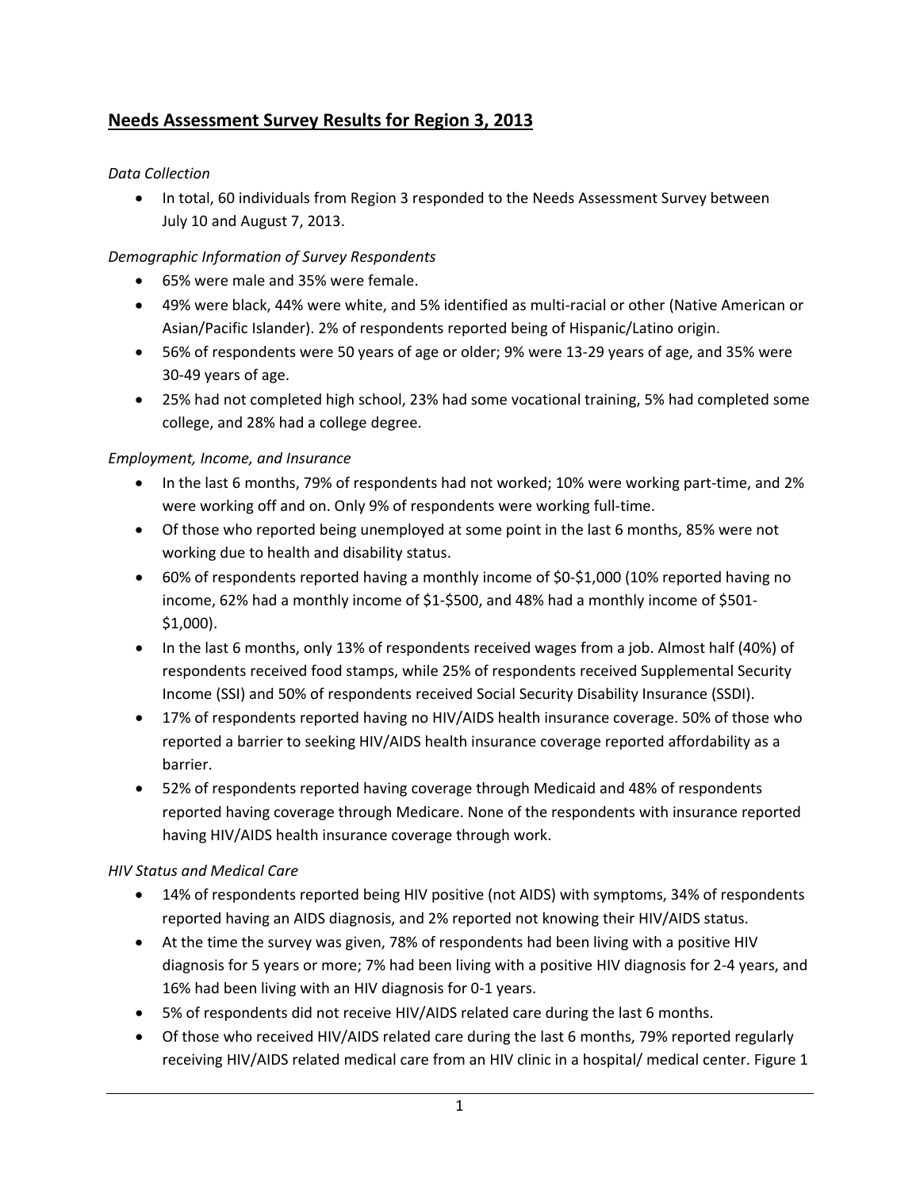## Needs Assessment Survey Results for Region 3, 2013

*Data Collection*

- In total, 60 individuals from Region 3 responded to the Needs Assessment Survey between July 10 and August 7, 2013.

*Demographic Information of Survey Respondents*

- 65% were male and 35% were female.
- 49% were black, 44% were white, and 5% identified as multi-racial or other (Native American or Asian/Pacific Islander). 2% of respondents reported being of Hispanic/Latino origin.
- 56% of respondents were 50 years of age or older; 9% were 13-29 years of age, and 35% were 30-49 years of age.
- 25% had not completed high school, 23% had some vocational training, 5% had completed some college, and 28% had a college degree.

*Employment, Income, and Insurance*

- In the last 6 months, 79% of respondents had not worked; 10% were working part-time, and 2% were working off and on. Only 9% of respondents were working full-time.
- Of those who reported being unemployed at some point in the last 6 months, 85% were not working due to health and disability status.
- 60% of respondents reported having a monthly income of $0-$1,000 (10% reported having no income, 62% had a monthly income of $1-$500, and 48% had a monthly income of $501-$1,000).
- In the last 6 months, only 13% of respondents received wages from a job. Almost half (40%) of respondents received food stamps, while 25% of respondents received Supplemental Security Income (SSI) and 50% of respondents received Social Security Disability Insurance (SSDI).
- 17% of respondents reported having no HIV/AIDS health insurance coverage. 50% of those who reported a barrier to seeking HIV/AIDS health insurance coverage reported affordability as a barrier.
- 52% of respondents reported having coverage through Medicaid and 48% of respondents reported having coverage through Medicare. None of the respondents with insurance reported having HIV/AIDS health insurance coverage through work.

*HIV Status and Medical Care*

- 14% of respondents reported being HIV positive (not AIDS) with symptoms, 34% of respondents reported having an AIDS diagnosis, and 2% reported not knowing their HIV/AIDS status.
- At the time the survey was given, 78% of respondents had been living with a positive HIV diagnosis for 5 years or more; 7% had been living with a positive HIV diagnosis for 2-4 years, and 16% had been living with an HIV diagnosis for 0-1 years.
- 5% of respondents did not receive HIV/AIDS related care during the last 6 months.
- Of those who received HIV/AIDS related care during the last 6 months, 79% reported regularly receiving HIV/AIDS related medical care from an HIV clinic in a hospital/ medical center. Figure 1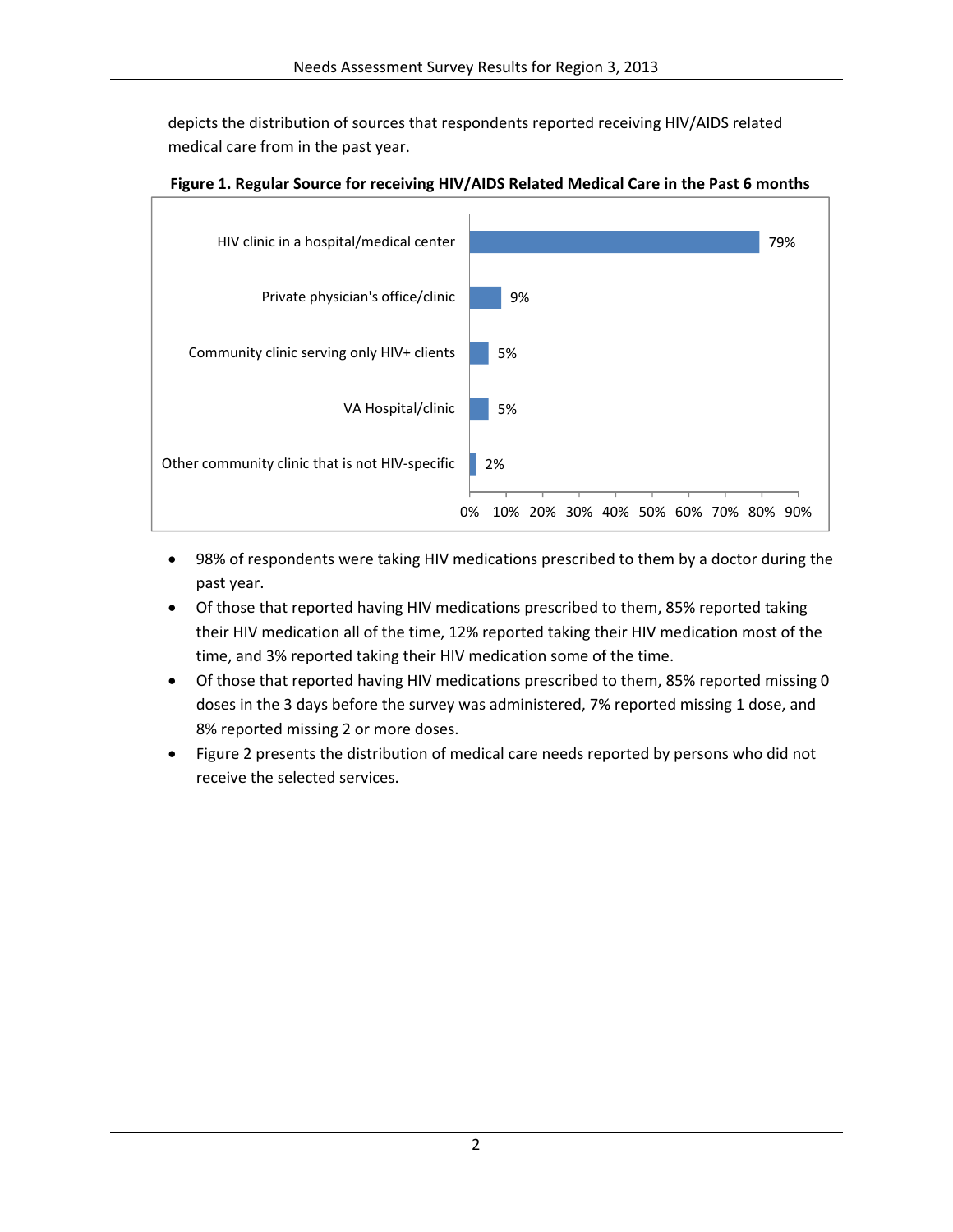depicts the distribution of sources that respondents reported receiving HIV/AIDS related medical care from in the past year.

**Figure 1. Regular Source for receiving HIV/AIDS Related Medical Care in the Past 6 months**

| Source | Percent |
| --- | --- |
| HIV clinic in a hospital/medical center | 79% |
| Private physician's office/clinic | 9% |
| Community clinic serving only HIV+ clients | 5% |
| VA Hospital/clinic | 5% |
| Other community clinic that is not HIV-specific | 2% |

- 98% of respondents were taking HIV medications prescribed to them by a doctor during the past year.
- Of those that reported having HIV medications prescribed to them, 85% reported taking their HIV medication all of the time, 12% reported taking their HIV medication most of the time, and 3% reported taking their HIV medication some of the time.
- Of those that reported having HIV medications prescribed to them, 85% reported missing 0 doses in the 3 days before the survey was administered, 7% reported missing 1 dose, and 8% reported missing 2 or more doses.
- Figure 2 presents the distribution of medical care needs reported by persons who did not receive the selected services.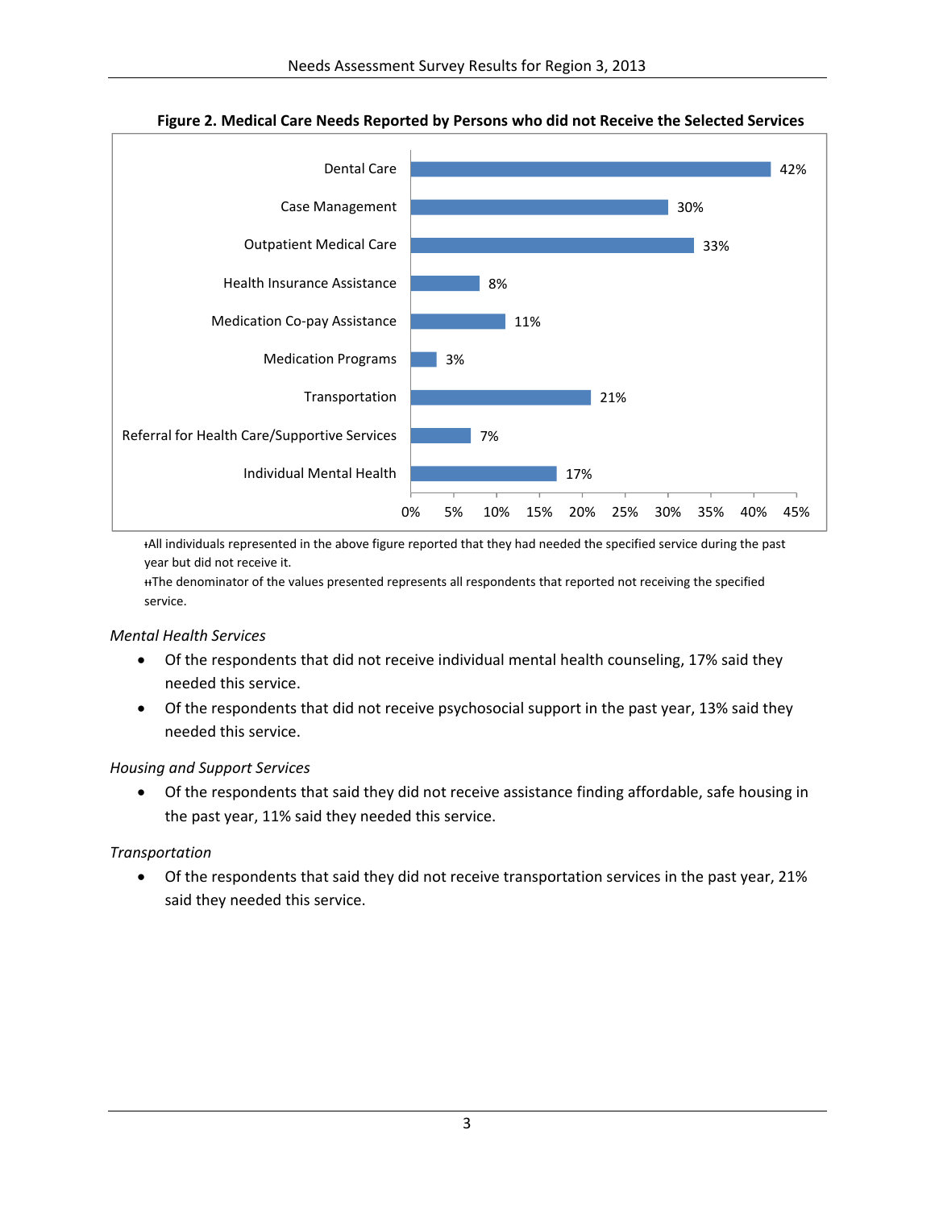**Figure 2. Medical Care Needs Reported by Persons who did not Receive the Selected Services**

Dental Care 42%
Case Management 30%
Outpatient Medical Care 33%
Health Insurance Assistance 8%
Medication Co-pay Assistance 11%
Medication Programs 3%
Transportation 21%
Referral for Health Care/Supportive Services 7%
Individual Mental Health 17%

0% 5% 10% 15% 20% 25% 30% 35% 40% 45%

ǂAll individuals represented in the above figure reported that they had needed the specified service during the past year but did not receive it.
ǂǂThe denominator of the values presented represents all respondents that reported not receiving the specified service.

*Mental Health Services*

- Of the respondents that did not receive individual mental health counseling, 17% said they needed this service.
- Of the respondents that did not receive psychosocial support in the past year, 13% said they needed this service.

*Housing and Support Services*

- Of the respondents that said they did not receive assistance finding affordable, safe housing in the past year, 11% said they needed this service.

*Transportation*

- Of the respondents that said they did not receive transportation services in the past year, 21% said they needed this service.